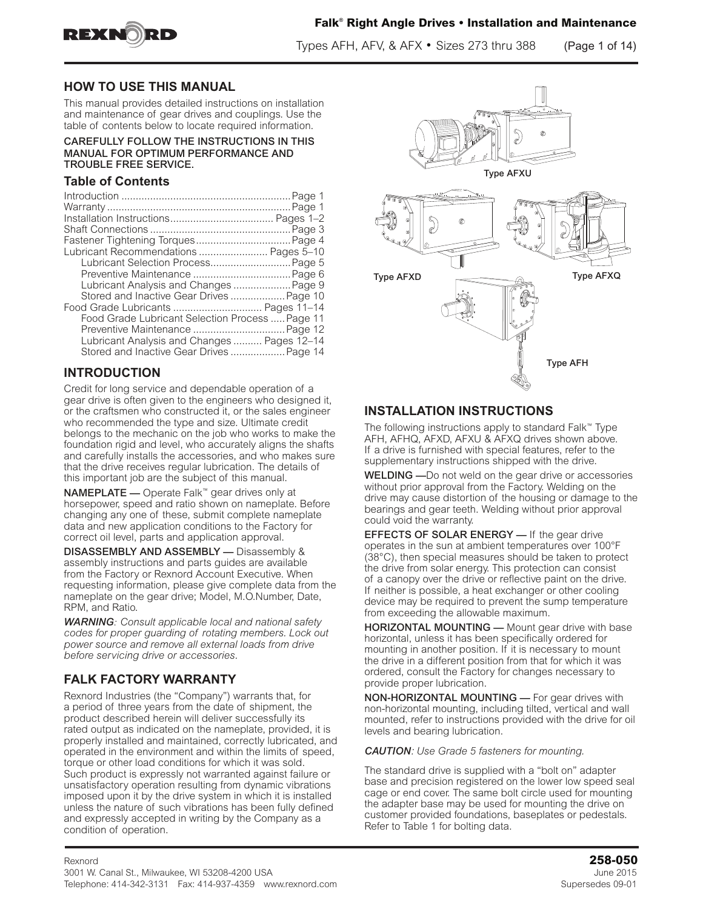# Falk® Right Angle Drives • Installation and Maintenance

Types AFH, AFV, & AFX • Sizes 273 thru 388

## HOW TO USE THIS MANUAL

This manual provides detailed instructions on installation and maintenance of gear drives and couplings. Use the table of contents below to locate required information.

CAREFULLY FOLLOW THE INSTRUCTIONS IN THIS MANUAL FOR OPTIMUM PERFORMANCE AND TROUBLE FREE SERVICE.

### Table of Contents

Introduction .......... Page 1
Warranty .......... Page 1
Installation Instructions .......... Pages 1–2
Shaft Connections .......... Page 3
Fastener Tightening Torques .......... Page 4
Lubricant Recommendations .......... Pages 5–10
- Lubricant Selection Process .......... Page 5
- Preventive Maintenance .......... Page 6
- Lubricant Analysis and Changes .......... Page 9
- Stored and Inactive Gear Drives .......... Page 10

Food Grade Lubricants .......... Pages 11–14
- Food Grade Lubricant Selection Process .......... Page 11
- Preventive Maintenance .......... Page 12
- Lubricant Analysis and Changes .......... Pages 12–14
- Stored and Inactive Gear Drives .......... Page 14

## INTRODUCTION

Credit for long service and dependable operation of a gear drive is often given to the engineers who designed it, or the craftsmen who constructed it, or the sales engineer who recommended the type and size. Ultimate credit belongs to the mechanic on the job who works to make the foundation rigid and level, who accurately aligns the shafts and carefully installs the accessories, and who makes sure that the drive receives regular lubrication. The details of this important job are the subject of this manual.

**NAMEPLATE —** Operate Falk™ gear drives only at horsepower, speed and ratio shown on nameplate. Before changing any one of these, submit complete nameplate data and new application conditions to the Factory for correct oil level, parts and application approval.

**DISASSEMBLY AND ASSEMBLY —** Disassembly & assembly instructions and parts guides are available from the Factory or Rexnord Account Executive. When requesting information, please give complete data from the nameplate on the gear drive; Model, M.O.Number, Date, RPM, and Ratio.

***WARNING****: Consult applicable local and national safety codes for proper guarding of rotating members. Lock out power source and remove all external loads from drive before servicing drive or accessories.*

## FALK FACTORY WARRANTY

Rexnord Industries (the "Company") warrants that, for a period of three years from the date of shipment, the product described herein will deliver successfully its rated output as indicated on the nameplate, provided, it is properly installed and maintained, correctly lubricated, and operated in the environment and within the limits of speed, torque or other load conditions for which it was sold. Such product is expressly not warranted against failure or unsatisfactory operation resulting from dynamic vibrations imposed upon it by the drive system in which it is installed unless the nature of such vibrations has been fully defined and expressly accepted in writing by the Company as a condition of operation.

Type AFXU

Type AFXD

Type AFXQ

Type AFH

## INSTALLATION INSTRUCTIONS

The following instructions apply to standard Falk™ Type AFH, AFHQ, AFXD, AFXU & AFXQ drives shown above. If a drive is furnished with special features, refer to the supplementary instructions shipped with the drive.

**WELDING —** Do not weld on the gear drive or accessories without prior approval from the Factory. Welding on the drive may cause distortion of the housing or damage to the bearings and gear teeth. Welding without prior approval could void the warranty.

**EFFECTS OF SOLAR ENERGY —** If the gear drive operates in the sun at ambient temperatures over 100°F (38°C), then special measures should be taken to protect the drive from solar energy. This protection can consist of a canopy over the drive or reflective paint on the drive. If neither is possible, a heat exchanger or other cooling device may be required to prevent the sump temperature from exceeding the allowable maximum.

**HORIZONTAL MOUNTING —** Mount gear drive with base horizontal, unless it has been specifically ordered for mounting in another position. If it is necessary to mount the drive in a different position from that for which it was ordered, consult the Factory for changes necessary to provide proper lubrication.

**NON-HORIZONTAL MOUNTING —** For gear drives with non-horizontal mounting, including tilted, vertical and wall mounted, refer to instructions provided with the drive for oil levels and bearing lubrication.

***CAUTION****: Use Grade 5 fasteners for mounting.*

The standard drive is supplied with a "bolt on" adapter base and precision registered on the lower low speed seal cage or end cover. The same bolt circle used for mounting the adapter base may be used for mounting the drive on customer provided foundations, baseplates or pedestals. Refer to Table 1 for bolting data.

Rexnord
3001 W. Canal St., Milwaukee, WI 53208-4200 USA
Telephone: 414-342-3131 Fax: 414-937-4359 www.rexnord.com

**258-050**
June 2015
Supersedes 09-01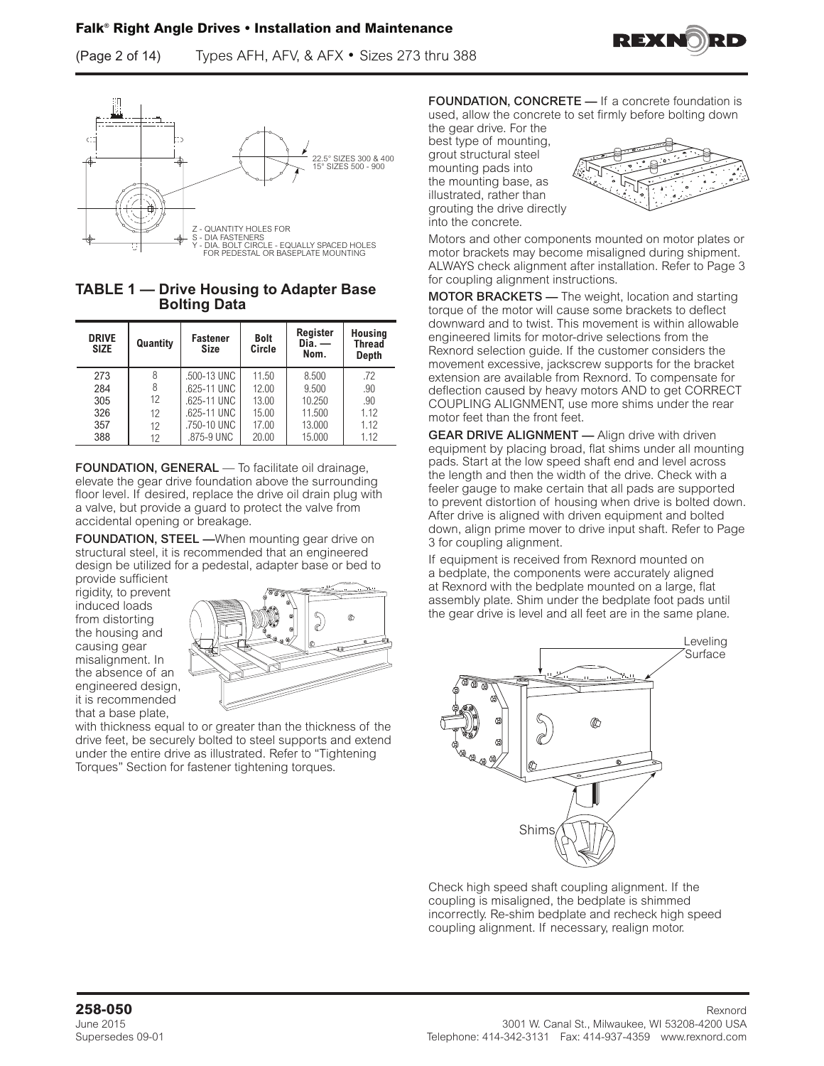22.5° SIZES 300 & 400
15° SIZES 500 - 900

Z - QUANTITY HOLES FOR
S - DIA FASTENERS
Y - DIA. BOLT CIRCLE - EQUALLY SPACED HOLES FOR PEDESTAL OR BASEPLATE MOUNTING

## TABLE 1 — Drive Housing to Adapter Base Bolting Data

| DRIVE SIZE | Quantity | Fastener Size | Bolt Circle | Register Dia. — Nom. | Housing Thread Depth |
|---|---|---|---|---|---|
| 273 | 8 | .500-13 UNC | 11.50 | 8.500 | .72 |
| 284 | 8 | .625-11 UNC | 12.00 | 9.500 | .90 |
| 305 | 12 | .625-11 UNC | 13.00 | 10.250 | .90 |
| 326 | 12 | .625-11 UNC | 15.00 | 11.500 | 1.12 |
| 357 | 12 | .750-10 UNC | 17.00 | 13.000 | 1.12 |
| 388 | 12 | .875-9 UNC | 20.00 | 15.000 | 1.12 |

**FOUNDATION, GENERAL** — To facilitate oil drainage, elevate the gear drive foundation above the surrounding floor level. If desired, replace the drive oil drain plug with a valve, but provide a guard to protect the valve from accidental opening or breakage.

**FOUNDATION, STEEL —** When mounting gear drive on structural steel, it is recommended that an engineered design be utilized for a pedestal, adapter base or bed to provide sufficient rigidity, to prevent induced loads from distorting the housing and causing gear misalignment. In the absence of an engineered design, it is recommended that a base plate, with thickness equal to or greater than the thickness of the drive feet, be securely bolted to steel supports and extend under the entire drive as illustrated. Refer to "Tightening Torques" Section for fastener tightening torques.

**FOUNDATION, CONCRETE —** If a concrete foundation is used, allow the concrete to set firmly before bolting down the gear drive. For the best type of mounting, grout structural steel mounting pads into the mounting base, as illustrated, rather than grouting the drive directly into the concrete.

Motors and other components mounted on motor plates or motor brackets may become misaligned during shipment. ALWAYS check alignment after installation. Refer to Page 3 for coupling alignment instructions.

**MOTOR BRACKETS —** The weight, location and starting torque of the motor will cause some brackets to deflect downward and to twist. This movement is within allowable engineered limits for motor-drive selections from the Rexnord selection guide. If the customer considers the movement excessive, jackscrew supports for the bracket extension are available from Rexnord. To compensate for deflection caused by heavy motors AND to get CORRECT COUPLING ALIGNMENT, use more shims under the rear motor feet than the front feet.

**GEAR DRIVE ALIGNMENT —** Align drive with driven equipment by placing broad, flat shims under all mounting pads. Start at the low speed shaft end and level across the length and then the width of the drive. Check with a feeler gauge to make certain that all pads are supported to prevent distortion of housing when drive is bolted down. After drive is aligned with driven equipment and bolted down, align prime mover to drive input shaft. Refer to Page 3 for coupling alignment.

If equipment is received from Rexnord mounted on a bedplate, the components were accurately aligned at Rexnord with the bedplate mounted on a large, flat assembly plate. Shim under the bedplate foot pads until the gear drive is level and all feet are in the same plane.

Leveling Surface

Shims

Check high speed shaft coupling alignment. If the coupling is misaligned, the bedplate is shimmed incorrectly. Re-shim bedplate and recheck high speed coupling alignment. If necessary, realign motor.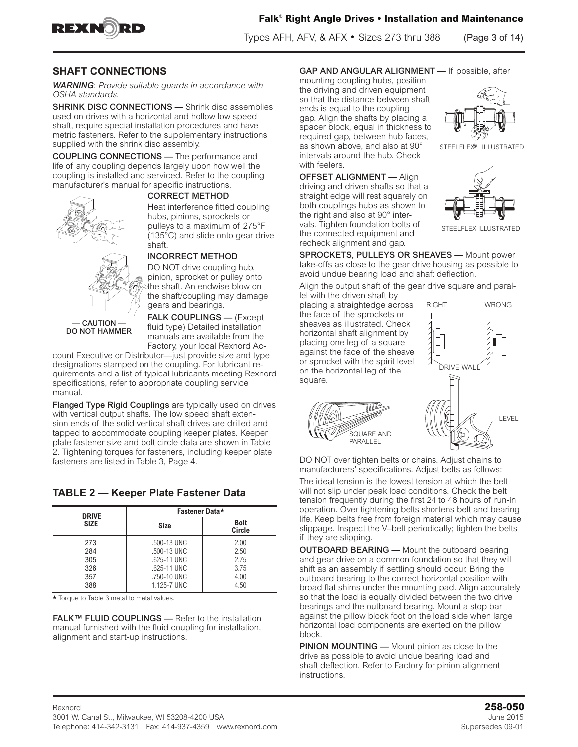## SHAFT CONNECTIONS

***WARNING***: *Provide suitable guards in accordance with OSHA standards.*

**SHRINK DISC CONNECTIONS —** Shrink disc assemblies used on drives with a horizontal and hollow low speed shaft, require special installation procedures and have metric fasteners. Refer to the supplementary instructions supplied with the shrink disc assembly.

**COUPLING CONNECTIONS —** The performance and life of any coupling depends largely upon how well the coupling is installed and serviced. Refer to the coupling manufacturer's manual for specific instructions.

**CORRECT METHOD**

Heat interference fitted coupling hubs, pinions, sprockets or pulleys to a maximum of 275°F (135°C) and slide onto gear drive shaft.

**INCORRECT METHOD**

DO NOT drive coupling hub, pinion, sprocket or pulley onto the shaft. An endwise blow on the shaft/coupling may damage gears and bearings.

**— CAUTION — DO NOT HAMMER**

**FALK COUPLINGS —** (Except fluid type) Detailed installation manuals are available from the Factory, your local Rexnord Account Executive or Distributor—just provide size and type designations stamped on the coupling. For lubricant requirements and a list of typical lubricants meeting Rexnord specifications, refer to appropriate coupling service manual.

**Flanged Type Rigid Couplings** are typically used on drives with vertical output shafts. The low speed shaft extension ends of the solid vertical shaft drives are drilled and tapped to accommodate coupling keeper plates. Keeper plate fastener size and bolt circle data are shown in Table 2. Tightening torques for fasteners, including keeper plate fasteners are listed in Table 3, Page 4.

### TABLE 2 — Keeper Plate Fastener Data

| DRIVE SIZE | Fastener Data ★ | |
|---|---|---|
| | Size | Bolt Circle |
| 273 | .500-13 UNC | 2.00 |
| 284 | .500-13 UNC | 2.50 |
| 305 | .625-11 UNC | 2.75 |
| 326 | .625-11 UNC | 3.75 |
| 357 | .750-10 UNC | 4.00 |
| 388 | 1.125-7 UNC | 4.50 |

★ Torque to Table 3 metal to metal values.

**FALK™ FLUID COUPLINGS —** Refer to the installation manual furnished with the fluid coupling for installation, alignment and start-up instructions.

**GAP AND ANGULAR ALIGNMENT —** If possible, after mounting coupling hubs, position the driving and driven equipment so that the distance between shaft ends is equal to the coupling gap. Align the shafts by placing a spacer block, equal in thickness to required gap, between hub faces, as shown above, and also at 90° intervals around the hub. Check with feelers.

STEELFLEX® ILLUSTRATED

**OFFSET ALIGNMENT —** Align driving and driven shafts so that a straight edge will rest squarely on both couplings hubs as shown to the right and also at 90° intervals. Tighten foundation bolts of the connected equipment and recheck alignment and gap.

STEELFLEX ILLUSTRATED

**SPROCKETS, PULLEYS OR SHEAVES —** Mount power take-offs as close to the gear drive housing as possible to avoid undue bearing load and shaft deflection.

Align the output shaft of the gear drive square and parallel with the driven shaft by placing a straightedge across the face of the sprockets or sheaves as illustrated. Check horizontal shaft alignment by placing one leg of a square against the face of the sheave or sprocket with the spirit level on the horizontal leg of the square.

RIGHT WRONG DRIVE WALL

SQUARE AND PARALLEL LEVEL

DO NOT over tighten belts or chains. Adjust chains to manufacturers' specifications. Adjust belts as follows:

The ideal tension is the lowest tension at which the belt will not slip under peak load conditions. Check the belt tension frequently during the first 24 to 48 hours of run-in operation. Over tightening belts shortens belt and bearing life. Keep belts free from foreign material which may cause slippage. Inspect the V–belt periodically; tighten the belts if they are slipping.

**OUTBOARD BEARING —** Mount the outboard bearing and gear drive on a common foundation so that they will shift as an assembly if settling should occur. Bring the outboard bearing to the correct horizontal position with broad flat shims under the mounting pad. Align accurately so that the load is equally divided between the two drive bearings and the outboard bearing. Mount a stop bar against the pillow block foot on the load side when large horizontal load components are exerted on the pillow block.

**PINION MOUNTING —** Mount pinion as close to the drive as possible to avoid undue bearing load and shaft deflection. Refer to Factory for pinion alignment instructions.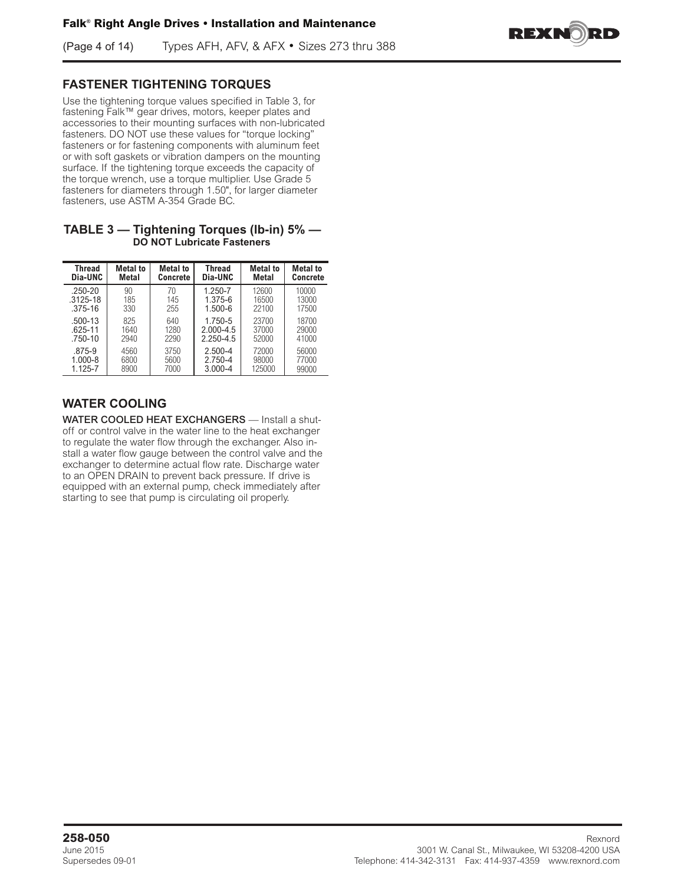## FASTENER TIGHTENING TORQUES

Use the tightening torque values specified in Table 3, for fastening Falk™ gear drives, motors, keeper plates and accessories to their mounting surfaces with non-lubricated fasteners. DO NOT use these values for "torque locking" fasteners or for fastening components with aluminum feet or with soft gaskets or vibration dampers on the mounting surface. If the tightening torque exceeds the capacity of the torque wrench, use a torque multiplier. Use Grade 5 fasteners for diameters through 1.50", for larger diameter fasteners, use ASTM A-354 Grade BC.

### TABLE 3 — Tightening Torques (lb-in) 5% — DO NOT Lubricate Fasteners

| Thread Dia-UNC | Metal to Metal | Metal to Concrete | Thread Dia-UNC | Metal to Metal | Metal to Concrete |
|---|---|---|---|---|---|
| .250-20 | 90 | 70 | 1.250-7 | 12600 | 10000 |
| .3125-18 | 185 | 145 | 1.375-6 | 16500 | 13000 |
| .375-16 | 330 | 255 | 1.500-6 | 22100 | 17500 |
| .500-13 | 825 | 640 | 1.750-5 | 23700 | 18700 |
| .625-11 | 1640 | 1280 | 2.000-4.5 | 37000 | 29000 |
| .750-10 | 2940 | 2290 | 2.250-4.5 | 52000 | 41000 |
| .875-9 | 4560 | 3750 | 2.500-4 | 72000 | 56000 |
| 1.000-8 | 6800 | 5600 | 2.750-4 | 98000 | 77000 |
| 1.125-7 | 8900 | 7000 | 3.000-4 | 125000 | 99000 |

## WATER COOLING

**WATER COOLED HEAT EXCHANGERS** — Install a shut-off or control valve in the water line to the heat exchanger to regulate the water flow through the exchanger. Also install a water flow gauge between the control valve and the exchanger to determine actual flow rate. Discharge water to an OPEN DRAIN to prevent back pressure. If drive is equipped with an external pump, check immediately after starting to see that pump is circulating oil properly.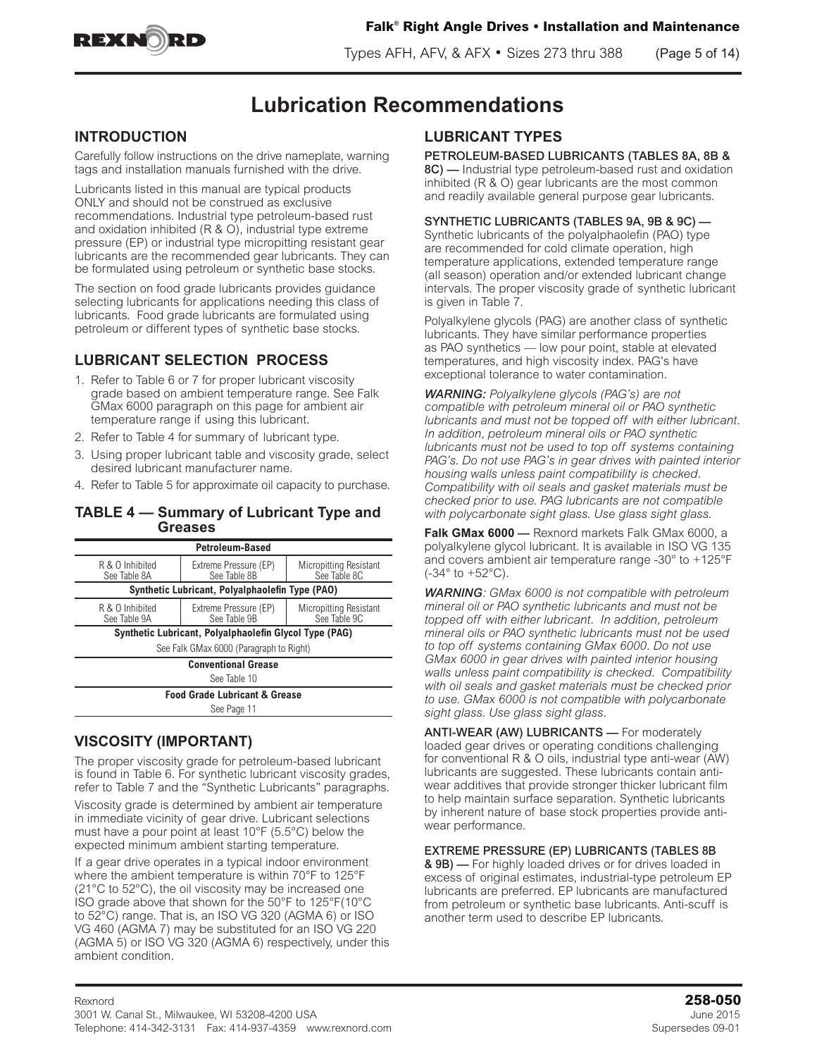# Lubrication Recommendations

## INTRODUCTION

Carefully follow instructions on the drive nameplate, warning tags and installation manuals furnished with the drive.

Lubricants listed in this manual are typical products ONLY and should not be construed as exclusive recommendations. Industrial type petroleum-based rust and oxidation inhibited (R & O), industrial type extreme pressure (EP) or industrial type micropitting resistant gear lubricants are the recommended gear lubricants. They can be formulated using petroleum or synthetic base stocks.

The section on food grade lubricants provides guidance selecting lubricants for applications needing this class of lubricants. Food grade lubricants are formulated using petroleum or different types of synthetic base stocks.

## LUBRICANT SELECTION PROCESS

1. Refer to Table 6 or 7 for proper lubricant viscosity grade based on ambient temperature range. See Falk GMax 6000 paragraph on this page for ambient air temperature range if using this lubricant.
2. Refer to Table 4 for summary of lubricant type.
3. Using proper lubricant table and viscosity grade, select desired lubricant manufacturer name.
4. Refer to Table 5 for approximate oil capacity to purchase.

### TABLE 4 — Summary of Lubricant Type and Greases

| Petroleum-Based | | |
|---|---|---|
| R & O Inhibited See Table 8A | Extreme Pressure (EP) See Table 8B | Micropitting Resistant See Table 8C |
| **Synthetic Lubricant, Polyalphaolefin Type (PAO)** | | |
| R & O Inhibited See Table 9A | Extreme Pressure (EP) See Table 9B | Micropitting Resistant See Table 9C |
| **Synthetic Lubricant, Polyalphaolefin Glycol Type (PAG)** | | |
| See Falk GMax 6000 (Paragraph to Right) | | |
| **Conventional Grease** | | |
| See Table 10 | | |
| **Food Grade Lubricant & Grease** | | |
| See Page 11 | | |

## VISCOSITY (IMPORTANT)

The proper viscosity grade for petroleum-based lubricant is found in Table 6. For synthetic lubricant viscosity grades, refer to Table 7 and the "Synthetic Lubricants" paragraphs.

Viscosity grade is determined by ambient air temperature in immediate vicinity of gear drive. Lubricant selections must have a pour point at least 10°F (5.5°C) below the expected minimum ambient starting temperature.

If a gear drive operates in a typical indoor environment where the ambient temperature is within 70°F to 125°F (21°C to 52°C), the oil viscosity may be increased one ISO grade above that shown for the 50°F to 125°F(10°C to 52°C) range. That is, an ISO VG 320 (AGMA 6) or ISO VG 460 (AGMA 7) may be substituted for an ISO VG 220 (AGMA 5) or ISO VG 320 (AGMA 6) respectively, under this ambient condition.

## LUBRICANT TYPES

**PETROLEUM-BASED LUBRICANTS (TABLES 8A, 8B & 8C) —** Industrial type petroleum-based rust and oxidation inhibited (R & O) gear lubricants are the most common and readily available general purpose gear lubricants.

**SYNTHETIC LUBRICANTS (TABLES 9A, 9B & 9C) —** Synthetic lubricants of the polyalphaolefin (PAO) type are recommended for cold climate operation, high temperature applications, extended temperature range (all season) operation and/or extended lubricant change intervals. The proper viscosity grade of synthetic lubricant is given in Table 7.

Polyalkylene glycols (PAG) are another class of synthetic lubricants. They have similar performance properties as PAO synthetics — low pour point, stable at elevated temperatures, and high viscosity index. PAG's have exceptional tolerance to water contamination.

***WARNING:*** *Polyalkylene glycols (PAG's) are not compatible with petroleum mineral oil or PAO synthetic lubricants and must not be topped off with either lubricant. In addition, petroleum mineral oils or PAO synthetic lubricants must not be used to top off systems containing PAG's. Do not use PAG's in gear drives with painted interior housing walls unless paint compatibility is checked. Compatibility with oil seals and gasket materials must be checked prior to use. PAG lubricants are not compatible with polycarbonate sight glass. Use glass sight glass.*

**Falk GMax 6000 —** Rexnord markets Falk GMax 6000, a polyalkylene glycol lubricant. It is available in ISO VG 135 and covers ambient air temperature range -30° to +125°F (-34° to +52°C).

***WARNING****: GMax 6000 is not compatible with petroleum mineral oil or PAO synthetic lubricants and must not be topped off with either lubricant. In addition, petroleum mineral oils or PAO synthetic lubricants must not be used to top off systems containing GMax 6000. Do not use GMax 6000 in gear drives with painted interior housing walls unless paint compatibility is checked. Compatibility with oil seals and gasket materials must be checked prior to use. GMax 6000 is not compatible with polycarbonate sight glass. Use glass sight glass.*

**ANTI-WEAR (AW) LUBRICANTS —** For moderately loaded gear drives or operating conditions challenging for conventional R & O oils, industrial type anti-wear (AW) lubricants are suggested. These lubricants contain anti-wear additives that provide stronger thicker lubricant film to help maintain surface separation. Synthetic lubricants by inherent nature of base stock properties provide anti-wear performance.

**EXTREME PRESSURE (EP) LUBRICANTS (TABLES 8B & 9B) —** For highly loaded drives or for drives loaded in excess of original estimates, industrial-type petroleum EP lubricants are preferred. EP lubricants are manufactured from petroleum or synthetic base lubricants. Anti-scuff is another term used to describe EP lubricants.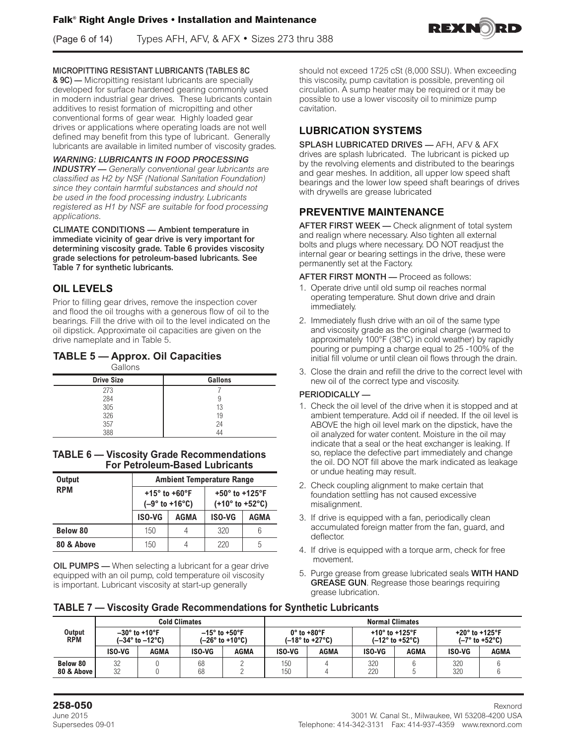**MICROPITTING RESISTANT LUBRICANTS (TABLES 8C & 9C) —** Micropitting resistant lubricants are specially developed for surface hardened gearing commonly used in modern industrial gear drives. These lubricants contain additives to resist formation of micropitting and other conventional forms of gear wear. Highly loaded gear drives or applications where operating loads are not well defined may benefit from this type of lubricant. Generally lubricants are available in limited number of viscosity grades.

***WARNING: LUBRICANTS IN FOOD PROCESSING INDUSTRY —*** *Generally conventional gear lubricants are classified as H2 by NSF (National Sanitation Foundation) since they contain harmful substances and should not be used in the food processing industry. Lubricants registered as H1 by NSF are suitable for food processing applications.*

**CLIMATE CONDITIONS — Ambient temperature in immediate vicinity of gear drive is very important for determining viscosity grade. Table 6 provides viscosity grade selections for petroleum-based lubricants. See Table 7 for synthetic lubricants.**

## OIL LEVELS

Prior to filling gear drives, remove the inspection cover and flood the oil troughs with a generous flow of oil to the bearings. Fill the drive with oil to the level indicated on the oil dipstick. Approximate oil capacities are given on the drive nameplate and in Table 5.

### TABLE 5 — Approx. Oil Capacities

Gallons

| Drive Size | Gallons |
|---|---|
| 273 | 7 |
| 284 | 9 |
| 305 | 13 |
| 326 | 19 |
| 357 | 24 |
| 388 | 44 |

### TABLE 6 — Viscosity Grade Recommendations For Petroleum-Based Lubricants

| Output RPM | Ambient Temperature Range | | | |
|---|---|---|---|---|
| | +15° to +60°F (–9° to +16°C) | | +50° to +125°F (+10° to +52°C) | |
| | ISO-VG | AGMA | ISO-VG | AGMA |
| Below 80 | 150 | 4 | 320 | 6 |
| 80 & Above | 150 | 4 | 220 | 5 |

**OIL PUMPS —** When selecting a lubricant for a gear drive equipped with an oil pump, cold temperature oil viscosity is important. Lubricant viscosity at start-up generally should not exceed 1725 cSt (8,000 SSU). When exceeding this viscosity, pump cavitation is possible, preventing oil circulation. A sump heater may be required or it may be possible to use a lower viscosity oil to minimize pump cavitation.

## LUBRICATION SYSTEMS

**SPLASH LUBRICATED DRIVES —** AFH, AFV & AFX drives are splash lubricated. The lubricant is picked up by the revolving elements and distributed to the bearings and gear meshes. In addition, all upper low speed shaft bearings and the lower low speed shaft bearings of drives with drywells are grease lubricated

## PREVENTIVE MAINTENANCE

**AFTER FIRST WEEK —** Check alignment of total system and realign where necessary. Also tighten all external bolts and plugs where necessary. DO NOT readjust the internal gear or bearing settings in the drive, these were permanently set at the Factory.

**AFTER FIRST MONTH —** Proceed as follows:

1. Operate drive until old sump oil reaches normal operating temperature. Shut down drive and drain immediately.
2. Immediately flush drive with an oil of the same type and viscosity grade as the original charge (warmed to approximately 100°F (38°C) in cold weather) by rapidly pouring or pumping a charge equal to 25 -100% of the initial fill volume or until clean oil flows through the drain.
3. Close the drain and refill the drive to the correct level with new oil of the correct type and viscosity.

**PERIODICALLY —**

1. Check the oil level of the drive when it is stopped and at ambient temperature. Add oil if needed. If the oil level is ABOVE the high oil level mark on the dipstick, have the oil analyzed for water content. Moisture in the oil may indicate that a seal or the heat exchanger is leaking. If so, replace the defective part immediately and change the oil. DO NOT fill above the mark indicated as leakage or undue heating may result.
2. Check coupling alignment to make certain that foundation settling has not caused excessive misalignment.
3. If drive is equipped with a fan, periodically clean accumulated foreign matter from the fan, guard, and deflector.
4. If drive is equipped with a torque arm, check for free movement.
5. Purge grease from grease lubricated seals **WITH HAND GREASE GUN**. Regrease those bearings requiring grease lubrication.

### TABLE 7 — Viscosity Grade Recommendations for Synthetic Lubricants

| Output RPM | Cold Climates | | | | Normal Climates | | | | | |
|---|---|---|---|---|---|---|---|---|---|---|
| | –30° to +10°F (–34° to –12°C) | | –15° to +50°F (–26° to +10°C) | | 0° to +80°F (–18° to +27°C) | | +10° to +125°F (–12° to +52°C) | | +20° to +125°F (–7° to +52°C) | |
| | ISO-VG | AGMA | ISO-VG | AGMA | ISO-VG | AGMA | ISO-VG | AGMA | ISO-VG | AGMA |
| Below 80 | 32 | 0 | 68 | 2 | 150 | 4 | 320 | 6 | 320 | 6 |
| 80 & Above | 32 | 0 | 68 | 2 | 150 | 4 | 220 | 5 | 320 | 6 |

**258-050**
June 2015
Supersedes 09-01

Rexnord
3001 W. Canal St., Milwaukee, WI 53208-4200 USA
Telephone: 414-342-3131 Fax: 414-937-4359 www.rexnord.com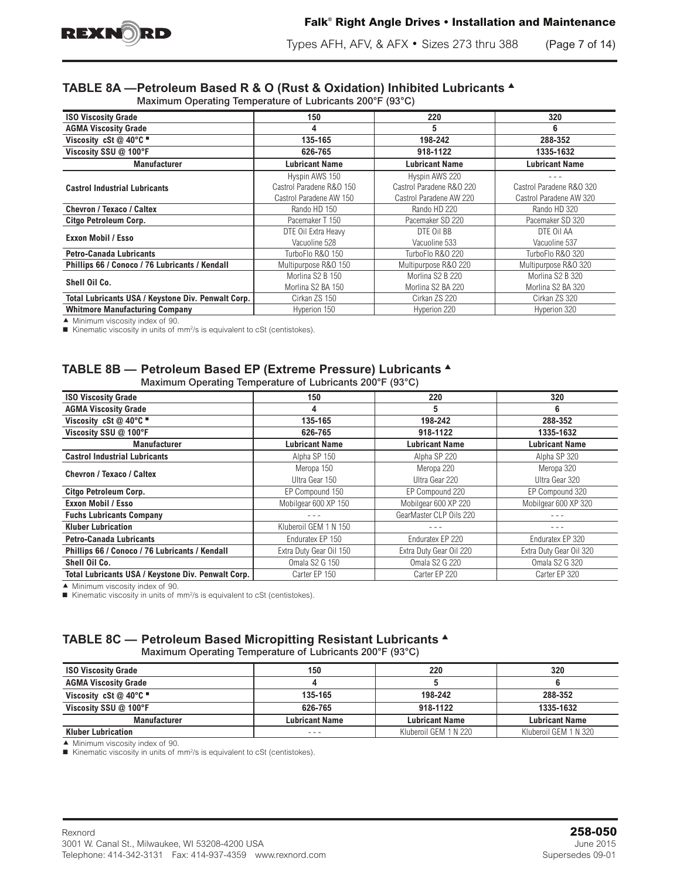## TABLE 8A —Petroleum Based R & O (Rust & Oxidation) Inhibited Lubricants ▲

Maximum Operating Temperature of Lubricants 200°F (93°C)

| ISO Viscosity Grade | 150 | 220 | 320 |
|---|---|---|---|
| AGMA Viscosity Grade | 4 | 5 | 6 |
| Viscosity cSt @ 40°C ■ | 135-165 | 198-242 | 288-352 |
| Viscosity SSU @ 100°F | 626-765 | 918-1122 | 1335-1632 |
| **Manufacturer** | **Lubricant Name** | **Lubricant Name** | **Lubricant Name** |
| **Castrol Industrial Lubricants** | Hyspin AWS 150<br>Castrol Paradene R&O 150<br>Castrol Paradene AW 150 | Hyspin AWS 220<br>Castrol Paradene R&O 220<br>Castrol Paradene AW 220 | - - -<br>Castrol Paradene R&O 320<br>Castrol Paradene AW 320 |
| **Chevron / Texaco / Caltex** | Rando HD 150 | Rando HD 220 | Rando HD 320 |
| **Citgo Petroleum Corp.** | Pacemaker T 150 | Pacemaker SD 220 | Pacemaker SD 320 |
| **Exxon Mobil / Esso** | DTE Oil Extra Heavy<br>Vacuoline 528 | DTE Oil BB<br>Vacuoline 533 | DTE Oil AA<br>Vacuoline 537 |
| **Petro-Canada Lubricants** | TurboFlo R&O 150 | TurboFlo R&O 220 | TurboFlo R&O 320 |
| **Phillips 66 / Conoco / 76 Lubricants / Kendall** | Multipurpose R&O 150 | Multipurpose R&O 220 | Multipurpose R&O 320 |
| **Shell Oil Co.** | Morlina S2 B 150<br>Morlina S2 BA 150 | Morlina S2 B 220<br>Morlina S2 BA 220 | Morlina S2 B 320<br>Morlina S2 BA 320 |
| **Total Lubricants USA / Keystone Div. Penwalt Corp.** | Cirkan ZS 150 | Cirkan ZS 220 | Cirkan ZS 320 |
| **Whitmore Manufacturing Company** | Hyperion 150 | Hyperion 220 | Hyperion 320 |

▲ Minimum viscosity index of 90.
■ Kinematic viscosity in units of $mm^2/s$ is equivalent to cSt (centistokes).

## TABLE 8B — Petroleum Based EP (Extreme Pressure) Lubricants ▲

Maximum Operating Temperature of Lubricants 200°F (93°C)

| ISO Viscosity Grade | 150 | 220 | 320 |
|---|---|---|---|
| AGMA Viscosity Grade | 4 | 5 | 6 |
| Viscosity cSt @ 40°C ■ | 135-165 | 198-242 | 288-352 |
| Viscosity SSU @ 100°F | 626-765 | 918-1122 | 1335-1632 |
| **Manufacturer** | **Lubricant Name** | **Lubricant Name** | **Lubricant Name** |
| **Castrol Industrial Lubricants** | Alpha SP 150 | Alpha SP 220 | Alpha SP 320 |
| **Chevron / Texaco / Caltex** | Meropa 150<br>Ultra Gear 150 | Meropa 220<br>Ultra Gear 220 | Meropa 320<br>Ultra Gear 320 |
| **Citgo Petroleum Corp.** | EP Compound 150 | EP Compound 220 | EP Compound 320 |
| **Exxon Mobil / Esso** | Mobilgear 600 XP 150 | Mobilgear 600 XP 220 | Mobilgear 600 XP 320 |
| **Fuchs Lubricants Company** | - - - | GearMaster CLP Oils 220 | - - - |
| **Kluber Lubrication** | Kluberoil GEM 1 N 150 | - - - | - - - |
| **Petro-Canada Lubricants** | Enduratex EP 150 | Enduratex EP 220 | Enduratex EP 320 |
| **Phillips 66 / Conoco / 76 Lubricants / Kendall** | Extra Duty Gear Oil 150 | Extra Duty Gear Oil 220 | Extra Duty Gear Oil 320 |
| **Shell Oil Co.** | Omala S2 G 150 | Omala S2 G 220 | Omala S2 G 320 |
| **Total Lubricants USA / Keystone Div. Penwalt Corp.** | Carter EP 150 | Carter EP 220 | Carter EP 320 |

▲ Minimum viscosity index of 90.
■ Kinematic viscosity in units of $mm^2/s$ is equivalent to cSt (centistokes).

## TABLE 8C — Petroleum Based Micropitting Resistant Lubricants ▲

Maximum Operating Temperature of Lubricants 200°F (93°C)

| ISO Viscosity Grade | 150 | 220 | 320 |
|---|---|---|---|
| AGMA Viscosity Grade | 4 | 5 | 6 |
| Viscosity cSt @ 40°C ■ | 135-165 | 198-242 | 288-352 |
| Viscosity SSU @ 100°F | 626-765 | 918-1122 | 1335-1632 |
| **Manufacturer** | **Lubricant Name** | **Lubricant Name** | **Lubricant Name** |
| **Kluber Lubrication** | - - - | Kluberoil GEM 1 N 220 | Kluberoil GEM 1 N 320 |

▲ Minimum viscosity index of 90.
■ Kinematic viscosity in units of $mm^2/s$ is equivalent to cSt (centistokes).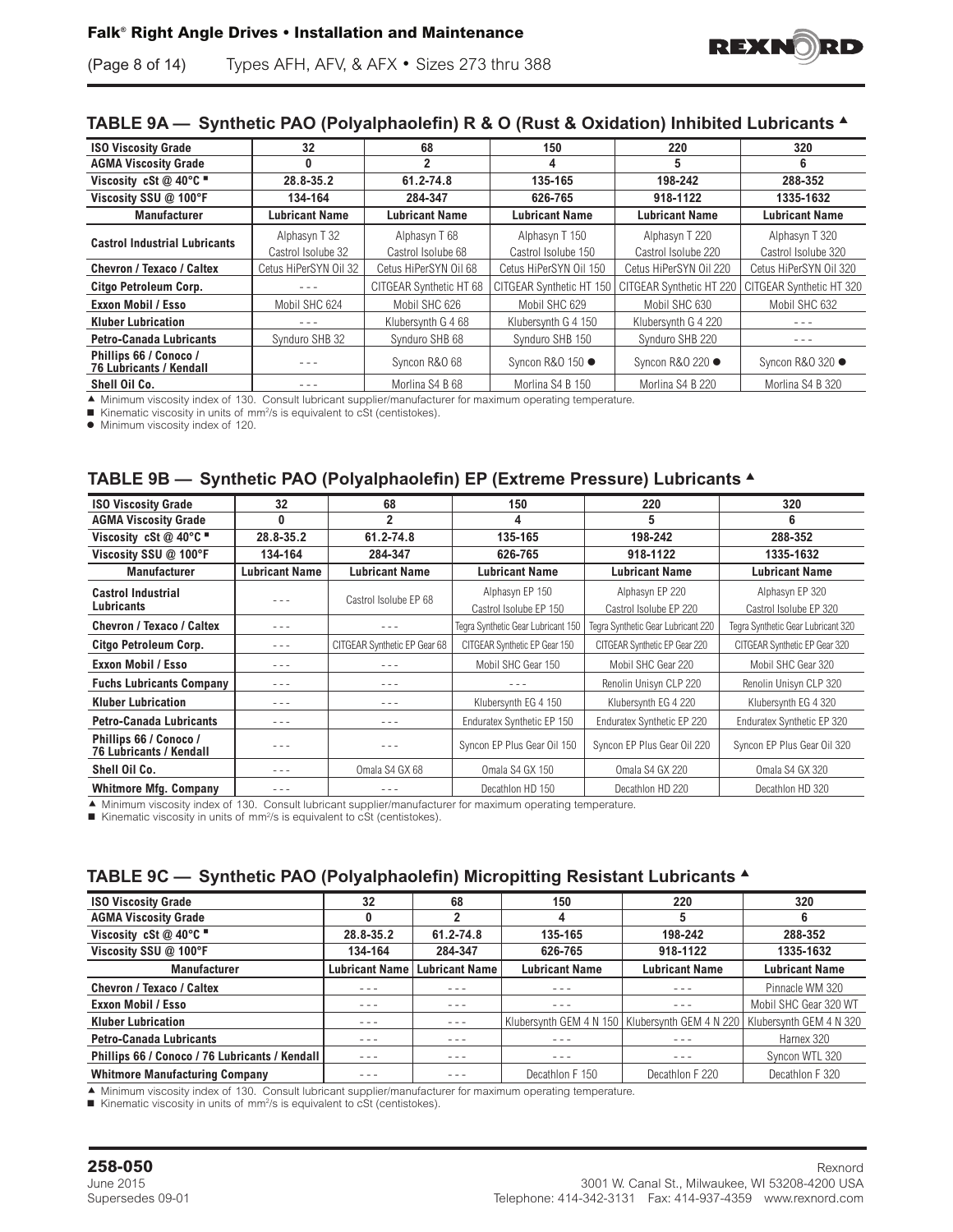## TABLE 9A — Synthetic PAO (Polyalphaolefin) R & O (Rust & Oxidation) Inhibited Lubricants ▲

| ISO Viscosity Grade | 32 | 68 | 150 | 220 | 320 |
|---|---|---|---|---|---|
| **AGMA Viscosity Grade** | **0** | **2** | **4** | **5** | **6** |
| **Viscosity cSt @ 40°C ■** | **28.8-35.2** | **61.2-74.8** | **135-165** | **198-242** | **288-352** |
| **Viscosity SSU @ 100°F** | **134-164** | **284-347** | **626-765** | **918-1122** | **1335-1632** |
| **Manufacturer** | **Lubricant Name** | **Lubricant Name** | **Lubricant Name** | **Lubricant Name** | **Lubricant Name** |
| **Castrol Industrial Lubricants** | Alphasyn T 32<br>Castrol Isolube 32 | Alphasyn T 68<br>Castrol Isolube 68 | Alphasyn T 150<br>Castrol Isolube 150 | Alphasyn T 220<br>Castrol Isolube 220 | Alphasyn T 320<br>Castrol Isolube 320 |
| **Chevron / Texaco / Caltex** | Cetus HiPerSYN Oil 32 | Cetus HiPerSYN Oil 68 | Cetus HiPerSYN Oil 150 | Cetus HiPerSYN Oil 220 | Cetus HiPerSYN Oil 320 |
| **Citgo Petroleum Corp.** | - - - | CITGEAR Synthetic HT 68 | CITGEAR Synthetic HT 150 | CITGEAR Synthetic HT 220 | CITGEAR Synthetic HT 320 |
| **Exxon Mobil / Esso** | Mobil SHC 624 | Mobil SHC 626 | Mobil SHC 629 | Mobil SHC 630 | Mobil SHC 632 |
| **Kluber Lubrication** | - - - | Klubersynth G 4 68 | Klubersynth G 4 150 | Klubersynth G 4 220 | - - - |
| **Petro-Canada Lubricants** | Synduro SHB 32 | Synduro SHB 68 | Synduro SHB 150 | Synduro SHB 220 | - - - |
| **Phillips 66 / Conoco / 76 Lubricants / Kendall** | - - - | Syncon R&O 68 | Syncon R&O 150 ● | Syncon R&O 220 ● | Syncon R&O 320 ● |
| **Shell Oil Co.** | - - - | Morlina S4 B 68 | Morlina S4 B 150 | Morlina S4 B 220 | Morlina S4 B 320 |

▲ Minimum viscosity index of 130. Consult lubricant supplier/manufacturer for maximum operating temperature.
■ Kinematic viscosity in units of mm²/s is equivalent to cSt (centistokes).
● Minimum viscosity index of 120.

## TABLE 9B — Synthetic PAO (Polyalphaolefin) EP (Extreme Pressure) Lubricants ▲

| ISO Viscosity Grade | 32 | 68 | 150 | 220 | 320 |
|---|---|---|---|---|---|
| **AGMA Viscosity Grade** | **0** | **2** | **4** | **5** | **6** |
| **Viscosity cSt @ 40°C ■** | **28.8-35.2** | **61.2-74.8** | **135-165** | **198-242** | **288-352** |
| **Viscosity SSU @ 100°F** | **134-164** | **284-347** | **626-765** | **918-1122** | **1335-1632** |
| **Manufacturer** | **Lubricant Name** | **Lubricant Name** | **Lubricant Name** | **Lubricant Name** | **Lubricant Name** |
| **Castrol Industrial Lubricants** | - - - | Castrol Isolube EP 68 | Alphasyn EP 150<br>Castrol Isolube EP 150 | Alphasyn EP 220<br>Castrol Isolube EP 220 | Alphasyn EP 320<br>Castrol Isolube EP 320 |
| **Chevron / Texaco / Caltex** | - - - | - - - | Tegra Synthetic Gear Lubricant 150 | Tegra Synthetic Gear Lubricant 220 | Tegra Synthetic Gear Lubricant 320 |
| **Citgo Petroleum Corp.** | - - - | CITGEAR Synthetic EP Gear 68 | CITGEAR Synthetic EP Gear 150 | CITGEAR Synthetic EP Gear 220 | CITGEAR Synthetic EP Gear 320 |
| **Exxon Mobil / Esso** | - - - | - - - | Mobil SHC Gear 150 | Mobil SHC Gear 220 | Mobil SHC Gear 320 |
| **Fuchs Lubricants Company** | - - - | - - - | - - - | Renolin Unisyn CLP 220 | Renolin Unisyn CLP 320 |
| **Kluber Lubrication** | - - - | - - - | Klubersynth EG 4 150 | Klubersynth EG 4 220 | Klubersynth EG 4 320 |
| **Petro-Canada Lubricants** | - - - | - - - | Enduratex Synthetic EP 150 | Enduratex Synthetic EP 220 | Enduratex Synthetic EP 320 |
| **Phillips 66 / Conoco / 76 Lubricants / Kendall** | - - - | - - - | Syncon EP Plus Gear Oil 150 | Syncon EP Plus Gear Oil 220 | Syncon EP Plus Gear Oil 320 |
| **Shell Oil Co.** | - - - | Omala S4 GX 68 | Omala S4 GX 150 | Omala S4 GX 220 | Omala S4 GX 320 |
| **Whitmore Mfg. Company** | - - - | - - - | Decathlon HD 150 | Decathlon HD 220 | Decathlon HD 320 |

▲ Minimum viscosity index of 130. Consult lubricant supplier/manufacturer for maximum operating temperature.
■ Kinematic viscosity in units of mm²/s is equivalent to cSt (centistokes).

## TABLE 9C — Synthetic PAO (Polyalphaolefin) Micropitting Resistant Lubricants ▲

| ISO Viscosity Grade | 32 | 68 | 150 | 220 | 320 |
|---|---|---|---|---|---|
| **AGMA Viscosity Grade** | **0** | **2** | **4** | **5** | **6** |
| **Viscosity cSt @ 40°C ■** | **28.8-35.2** | **61.2-74.8** | **135-165** | **198-242** | **288-352** |
| **Viscosity SSU @ 100°F** | **134-164** | **284-347** | **626-765** | **918-1122** | **1335-1632** |
| **Manufacturer** | **Lubricant Name** | **Lubricant Name** | **Lubricant Name** | **Lubricant Name** | **Lubricant Name** |
| **Chevron / Texaco / Caltex** | - - - | - - - | - - - | - - - | Pinnacle WM 320 |
| **Exxon Mobil / Esso** | - - - | - - - | - - - | - - - | Mobil SHC Gear 320 WT |
| **Kluber Lubrication** | - - - | - - - | Klubersynth GEM 4 N 150 | Klubersynth GEM 4 N 220 | Klubersynth GEM 4 N 320 |
| **Petro-Canada Lubricants** | - - - | - - - | - - - | - - - | Harnex 320 |
| **Phillips 66 / Conoco / 76 Lubricants / Kendall** | - - - | - - - | - - - | - - - | Syncon WTL 320 |
| **Whitmore Manufacturing Company** | - - - | - - - | Decathlon F 150 | Decathlon F 220 | Decathlon F 320 |

▲ Minimum viscosity index of 130. Consult lubricant supplier/manufacturer for maximum operating temperature.
■ Kinematic viscosity in units of mm²/s is equivalent to cSt (centistokes).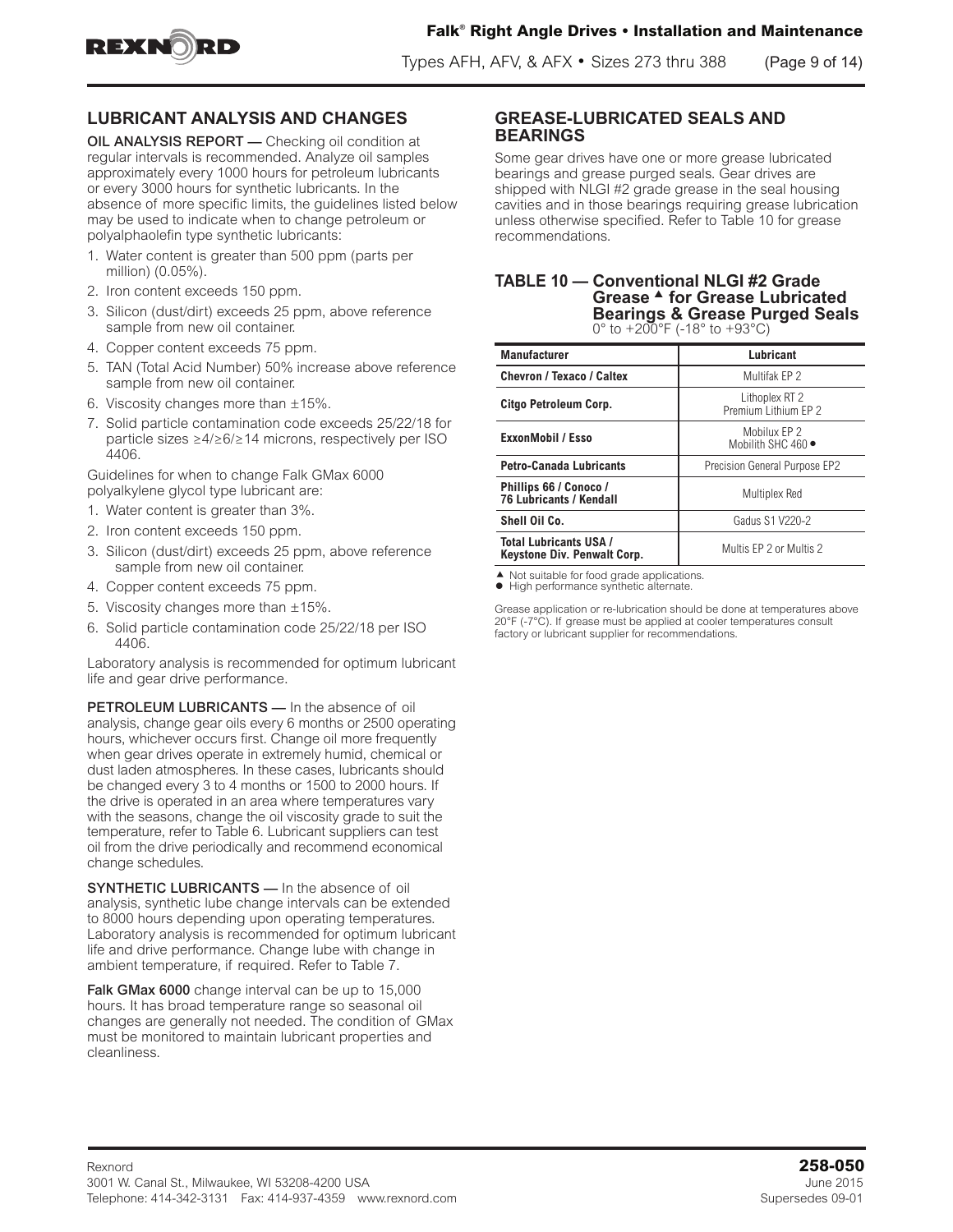## LUBRICANT ANALYSIS AND CHANGES

**OIL ANALYSIS REPORT —** Checking oil condition at regular intervals is recommended. Analyze oil samples approximately every 1000 hours for petroleum lubricants or every 3000 hours for synthetic lubricants. In the absence of more specific limits, the guidelines listed below may be used to indicate when to change petroleum or polyalphaolefin type synthetic lubricants:

1. Water content is greater than 500 ppm (parts per million) (0.05%).
2. Iron content exceeds 150 ppm.
3. Silicon (dust/dirt) exceeds 25 ppm, above reference sample from new oil container.
4. Copper content exceeds 75 ppm.
5. TAN (Total Acid Number) 50% increase above reference sample from new oil container.
6. Viscosity changes more than ±15%.
7. Solid particle contamination code exceeds 25/22/18 for particle sizes ≥4/≥6/≥14 microns, respectively per ISO 4406.

Guidelines for when to change Falk GMax 6000 polyalkylene glycol type lubricant are:

1. Water content is greater than 3%.
2. Iron content exceeds 150 ppm.
3. Silicon (dust/dirt) exceeds 25 ppm, above reference sample from new oil container.
4. Copper content exceeds 75 ppm.
5. Viscosity changes more than ±15%.
6. Solid particle contamination code 25/22/18 per ISO 4406.

Laboratory analysis is recommended for optimum lubricant life and gear drive performance.

**PETROLEUM LUBRICANTS —** In the absence of oil analysis, change gear oils every 6 months or 2500 operating hours, whichever occurs first. Change oil more frequently when gear drives operate in extremely humid, chemical or dust laden atmospheres. In these cases, lubricants should be changed every 3 to 4 months or 1500 to 2000 hours. If the drive is operated in an area where temperatures vary with the seasons, change the oil viscosity grade to suit the temperature, refer to Table 6. Lubricant suppliers can test oil from the drive periodically and recommend economical change schedules.

**SYNTHETIC LUBRICANTS —** In the absence of oil analysis, synthetic lube change intervals can be extended to 8000 hours depending upon operating temperatures. Laboratory analysis is recommended for optimum lubricant life and drive performance. Change lube with change in ambient temperature, if required. Refer to Table 7.

**Falk GMax 6000** change interval can be up to 15,000 hours. It has broad temperature range so seasonal oil changes are generally not needed. The condition of GMax must be monitored to maintain lubricant properties and cleanliness.

## GREASE-LUBRICATED SEALS AND BEARINGS

Some gear drives have one or more grease lubricated bearings and grease purged seals. Gear drives are shipped with NLGI #2 grade grease in the seal housing cavities and in those bearings requiring grease lubrication unless otherwise specified. Refer to Table 10 for grease recommendations.

### TABLE 10 — Conventional NLGI #2 Grade Grease ▲ for Grease Lubricated Bearings & Grease Purged Seals

0° to +200°F (-18° to +93°C)

| Manufacturer | Lubricant |
|---|---|
| Chevron / Texaco / Caltex | Multifak EP 2 |
| Citgo Petroleum Corp. | Lithoplex RT 2<br>Premium Lithium EP 2 |
| ExxonMobil / Esso | Mobilux EP 2<br>Mobilith SHC 460 ● |
| Petro-Canada Lubricants | Precision General Purpose EP2 |
| Phillips 66 / Conoco / 76 Lubricants / Kendall | Multiplex Red |
| Shell Oil Co. | Gadus S1 V220-2 |
| Total Lubricants USA / Keystone Div. Penwalt Corp. | Multis EP 2 or Multis 2 |

▲ Not suitable for food grade applications.
● High performance synthetic alternate.

Grease application or re-lubrication should be done at temperatures above 20°F (-7°C). If grease must be applied at cooler temperatures consult factory or lubricant supplier for recommendations.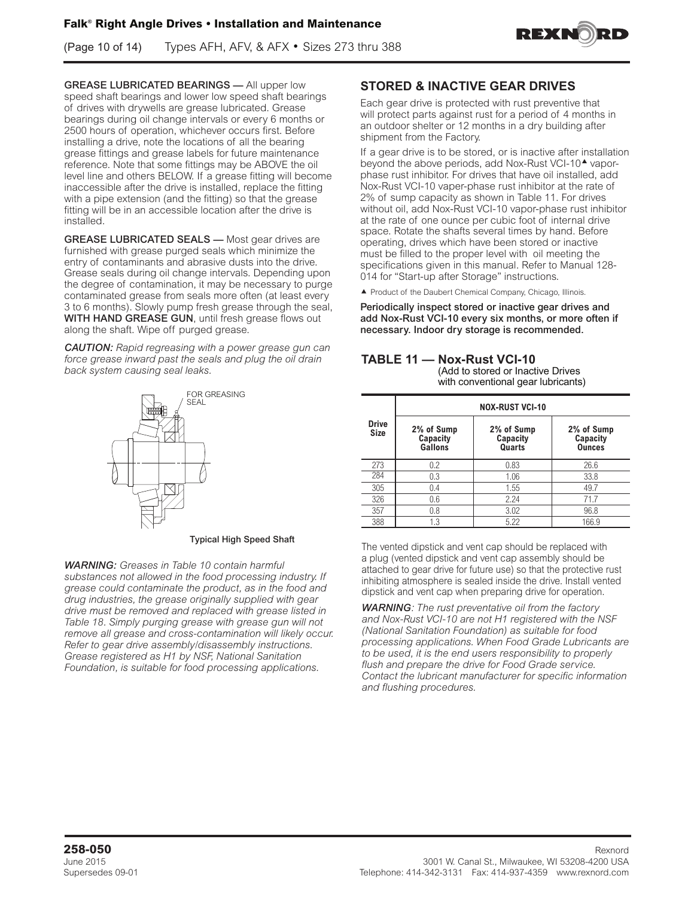**GREASE LUBRICATED BEARINGS —** All upper low speed shaft bearings and lower low speed shaft bearings of drives with drywells are grease lubricated. Grease bearings during oil change intervals or every 6 months or 2500 hours of operation, whichever occurs first. Before installing a drive, note the locations of all the bearing grease fittings and grease labels for future maintenance reference. Note that some fittings may be ABOVE the oil level line and others BELOW. If a grease fitting will become inaccessible after the drive is installed, replace the fitting with a pipe extension (and the fitting) so that the grease fitting will be in an accessible location after the drive is installed.

**GREASE LUBRICATED SEALS —** Most gear drives are furnished with grease purged seals which minimize the entry of contaminants and abrasive dusts into the drive. Grease seals during oil change intervals. Depending upon the degree of contamination, it may be necessary to purge contaminated grease from seals more often (at least every 3 to 6 months). Slowly pump fresh grease through the seal, **WITH HAND GREASE GUN**, until fresh grease flows out along the shaft. Wipe off purged grease.

***CAUTION:*** *Rapid regreasing with a power grease gun can force grease inward past the seals and plug the oil drain back system causing seal leaks.*

FOR GREASING SEAL

Typical High Speed Shaft

***WARNING:*** *Greases in Table 10 contain harmful substances not allowed in the food processing industry. If grease could contaminate the product, as in the food and drug industries, the grease originally supplied with gear drive must be removed and replaced with grease listed in Table 18. Simply purging grease with grease gun will not remove all grease and cross-contamination will likely occur. Refer to gear drive assembly/disassembly instructions. Grease registered as H1 by NSF, National Sanitation Foundation, is suitable for food processing applications.*

## STORED & INACTIVE GEAR DRIVES

Each gear drive is protected with rust preventive that will protect parts against rust for a period of 4 months in an outdoor shelter or 12 months in a dry building after shipment from the Factory.

If a gear drive is to be stored, or is inactive after installation beyond the above periods, add Nox-Rust VCI-10▲ vapor-phase rust inhibitor. For drives that have oil installed, add Nox-Rust VCI-10 vaper-phase rust inhibitor at the rate of 2% of sump capacity as shown in Table 11. For drives without oil, add Nox-Rust VCI-10 vapor-phase rust inhibitor at the rate of one ounce per cubic foot of internal drive space. Rotate the shafts several times by hand. Before operating, drives which have been stored or inactive must be filled to the proper level with oil meeting the specifications given in this manual. Refer to Manual 128-014 for "Start-up after Storage" instructions.

▲ Product of the Daubert Chemical Company, Chicago, Illinois.

**Periodically inspect stored or inactive gear drives and add Nox-Rust VCI-10 every six months, or more often if necessary. Indoor dry storage is recommended.**

### TABLE 11 — Nox-Rust VCI-10

(Add to stored or Inactive Drives with conventional gear lubricants)

| Drive Size | NOX-RUST VCI-10 | | |
|---|---|---|---|
| | 2% of Sump Capacity Gallons | 2% of Sump Capacity Quarts | 2% of Sump Capacity Ounces |
| 273 | 0.2 | 0.83 | 26.6 |
| 284 | 0.3 | 1.06 | 33.8 |
| 305 | 0.4 | 1.55 | 49.7 |
| 326 | 0.6 | 2.24 | 71.7 |
| 357 | 0.8 | 3.02 | 96.8 |
| 388 | 1.3 | 5.22 | 166.9 |

The vented dipstick and vent cap should be replaced with a plug (vented dipstick and vent cap assembly should be attached to gear drive for future use) so that the protective rust inhibiting atmosphere is sealed inside the drive. Install vented dipstick and vent cap when preparing drive for operation.

***WARNING****: The rust preventative oil from the factory and Nox-Rust VCI-10 are not H1 registered with the NSF (National Sanitation Foundation) as suitable for food processing applications. When Food Grade Lubricants are to be used, it is the end users responsibility to properly flush and prepare the drive for Food Grade service. Contact the lubricant manufacturer for specific information and flushing procedures.*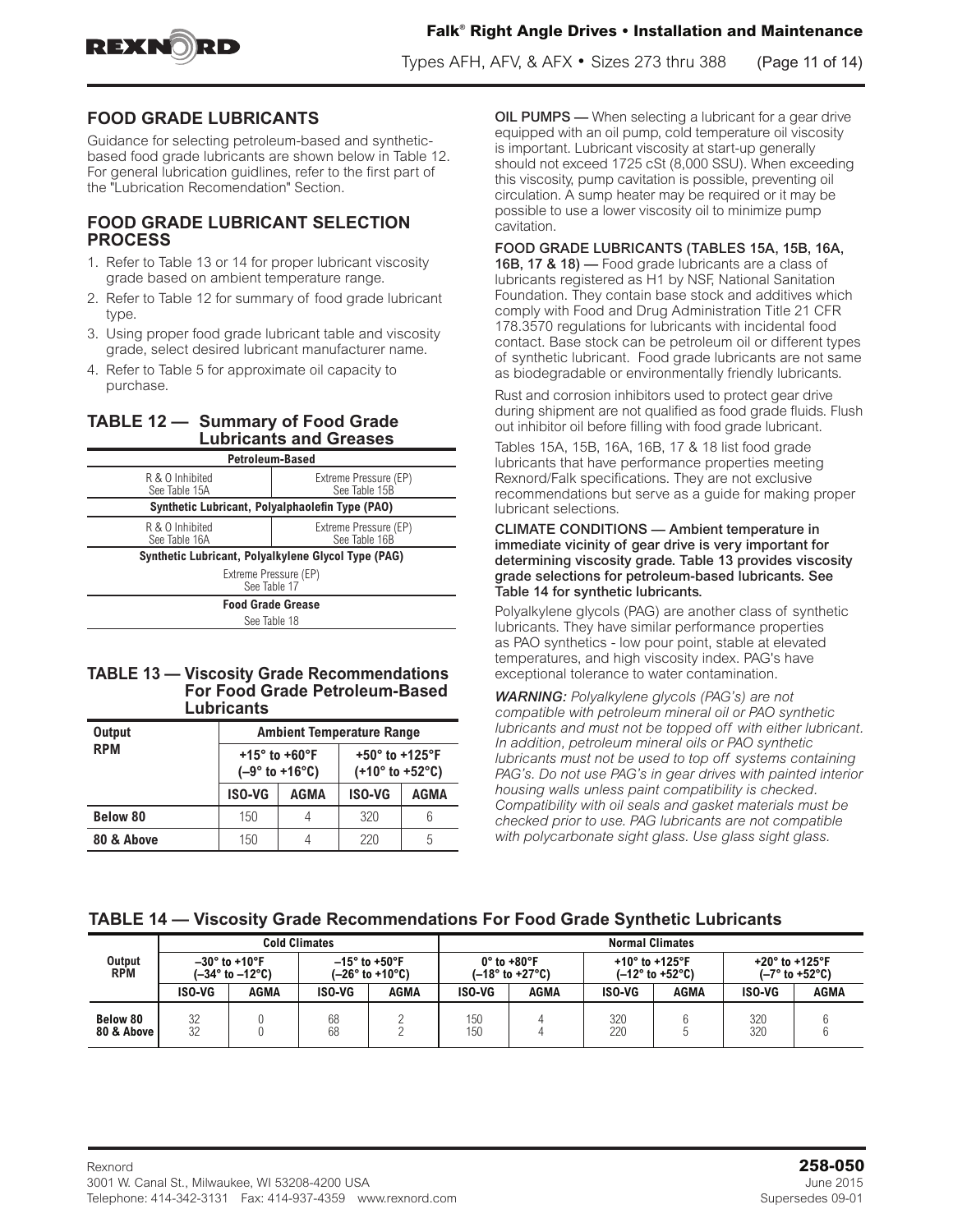## FOOD GRADE LUBRICANTS

Guidance for selecting petroleum-based and synthetic-based food grade lubricants are shown below in Table 12. For general lubrication guidlines, refer to the first part of the "Lubrication Recomendation" Section.

## FOOD GRADE LUBRICANT SELECTION PROCESS

1. Refer to Table 13 or 14 for proper lubricant viscosity grade based on ambient temperature range.
2. Refer to Table 12 for summary of food grade lubricant type.
3. Using proper food grade lubricant table and viscosity grade, select desired lubricant manufacturer name.
4. Refer to Table 5 for approximate oil capacity to purchase.

### TABLE 12 — Summary of Food Grade Lubricants and Greases

| Petroleum-Based | |
|---|---|
| R & O Inhibited<br>See Table 15A | Extreme Pressure (EP)<br>See Table 15B |
| **Synthetic Lubricant, Polyalphaolefin Type (PAO)** | |
| R & O Inhibited<br>See Table 16A | Extreme Pressure (EP)<br>See Table 16B |
| **Synthetic Lubricant, Polyalkylene Glycol Type (PAG)** | |
| Extreme Pressure (EP)<br>See Table 17 | |
| **Food Grade Grease** | |
| See Table 18 | |

### TABLE 13 — Viscosity Grade Recommendations For Food Grade Petroleum-Based Lubricants

| Output RPM | Ambient Temperature Range | | | |
|---|---|---|---|---|
| | +15° to +60°F<br>(–9° to +16°C) | | +50° to +125°F<br>(+10° to +52°C) | |
| | ISO-VG | AGMA | ISO-VG | AGMA |
| **Below 80** | 150 | 4 | 320 | 6 |
| **80 & Above** | 150 | 4 | 220 | 5 |

**OIL PUMPS —** When selecting a lubricant for a gear drive equipped with an oil pump, cold temperature oil viscosity is important. Lubricant viscosity at start-up generally should not exceed 1725 cSt (8,000 SSU). When exceeding this viscosity, pump cavitation is possible, preventing oil circulation. A sump heater may be required or it may be possible to use a lower viscosity oil to minimize pump cavitation.

**FOOD GRADE LUBRICANTS (TABLES 15A, 15B, 16A, 16B, 17 & 18) —** Food grade lubricants are a class of lubricants registered as H1 by NSF, National Sanitation Foundation. They contain base stock and additives which comply with Food and Drug Administration Title 21 CFR 178.3570 regulations for lubricants with incidental food contact. Base stock can be petroleum oil or different types of synthetic lubricant. Food grade lubricants are not same as biodegradable or environmentally friendly lubricants.

Rust and corrosion inhibitors used to protect gear drive during shipment are not qualified as food grade fluids. Flush out inhibitor oil before filling with food grade lubricant.

Tables 15A, 15B, 16A, 16B, 17 & 18 list food grade lubricants that have performance properties meeting Rexnord/Falk specifications. They are not exclusive recommendations but serve as a guide for making proper lubricant selections.

**CLIMATE CONDITIONS — Ambient temperature in immediate vicinity of gear drive is very important for determining viscosity grade. Table 13 provides viscosity grade selections for petroleum-based lubricants. See Table 14 for synthetic lubricants.**

Polyalkylene glycols (PAG) are another class of synthetic lubricants. They have similar performance properties as PAO synthetics - low pour point, stable at elevated temperatures, and high viscosity index. PAG's have exceptional tolerance to water contamination.

***WARNING:*** *Polyalkylene glycols (PAG's) are not compatible with petroleum mineral oil or PAO synthetic lubricants and must not be topped off with either lubricant. In addition, petroleum mineral oils or PAO synthetic lubricants must not be used to top off systems containing PAG's. Do not use PAG's in gear drives with painted interior housing walls unless paint compatibility is checked. Compatibility with oil seals and gasket materials must be checked prior to use. PAG lubricants are not compatible with polycarbonate sight glass. Use glass sight glass.*

### TABLE 14 — Viscosity Grade Recommendations For Food Grade Synthetic Lubricants

| Output RPM | Cold Climates | | | | Normal Climates | | | | | |
|---|---|---|---|---|---|---|---|---|---|---|
| | –30° to +10°F<br>(–34° to –12°C) | | –15° to +50°F<br>(–26° to +10°C) | | 0° to +80°F<br>(–18° to +27°C) | | +10° to +125°F<br>(–12° to +52°C) | | +20° to +125°F<br>(–7° to +52°C) | |
| | ISO-VG | AGMA | ISO-VG | AGMA | ISO-VG | AGMA | ISO-VG | AGMA | ISO-VG | AGMA |
| **Below 80** | 32 | 0 | 68 | 2 | 150 | 4 | 320 | 6 | 320 | 6 |
| **80 & Above** | 32 | 0 | 68 | 2 | 150 | 4 | 220 | 5 | 320 | 6 |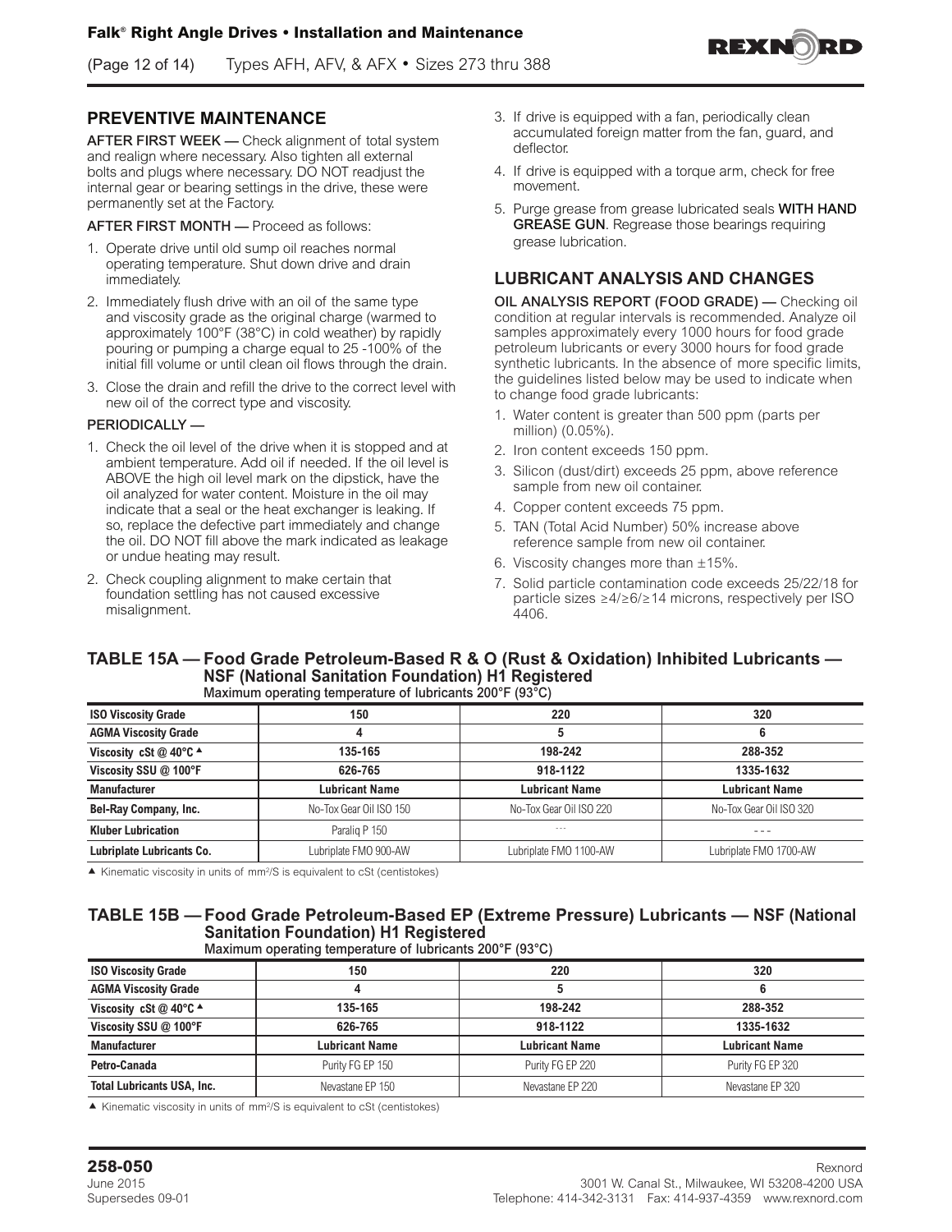## PREVENTIVE MAINTENANCE

**AFTER FIRST WEEK —** Check alignment of total system and realign where necessary. Also tighten all external bolts and plugs where necessary. DO NOT readjust the internal gear or bearing settings in the drive, these were permanently set at the Factory.

**AFTER FIRST MONTH —** Proceed as follows:

1. Operate drive until old sump oil reaches normal operating temperature. Shut down drive and drain immediately.
2. Immediately flush drive with an oil of the same type and viscosity grade as the original charge (warmed to approximately 100°F (38°C) in cold weather) by rapidly pouring or pumping a charge equal to 25 -100% of the initial fill volume or until clean oil flows through the drain.
3. Close the drain and refill the drive to the correct level with new oil of the correct type and viscosity.

**PERIODICALLY —**

1. Check the oil level of the drive when it is stopped and at ambient temperature. Add oil if needed. If the oil level is ABOVE the high oil level mark on the dipstick, have the oil analyzed for water content. Moisture in the oil may indicate that a seal or the heat exchanger is leaking. If so, replace the defective part immediately and change the oil. DO NOT fill above the mark indicated as leakage or undue heating may result.
2. Check coupling alignment to make certain that foundation settling has not caused excessive misalignment.
3. If drive is equipped with a fan, periodically clean accumulated foreign matter from the fan, guard, and deflector.
4. If drive is equipped with a torque arm, check for free movement.
5. Purge grease from grease lubricated seals **WITH HAND GREASE GUN**. Regrease those bearings requiring grease lubrication.

## LUBRICANT ANALYSIS AND CHANGES

**OIL ANALYSIS REPORT (FOOD GRADE) —** Checking oil condition at regular intervals is recommended. Analyze oil samples approximately every 1000 hours for food grade petroleum lubricants or every 3000 hours for food grade synthetic lubricants. In the absence of more specific limits, the guidelines listed below may be used to indicate when to change food grade lubricants:

1. Water content is greater than 500 ppm (parts per million) (0.05%).
2. Iron content exceeds 150 ppm.
3. Silicon (dust/dirt) exceeds 25 ppm, above reference sample from new oil container.
4. Copper content exceeds 75 ppm.
5. TAN (Total Acid Number) 50% increase above reference sample from new oil container.
6. Viscosity changes more than ±15%.
7. Solid particle contamination code exceeds 25/22/18 for particle sizes ≥4/≥6/≥14 microns, respectively per ISO 4406.

### TABLE 15A — Food Grade Petroleum-Based R & O (Rust & Oxidation) Inhibited Lubricants — NSF (National Sanitation Foundation) H1 Registered

Maximum operating temperature of lubricants 200°F (93°C)

| ISO Viscosity Grade | 150 | 220 | 320 |
|---|---|---|---|
| AGMA Viscosity Grade | 4 | 5 | 6 |
| Viscosity cSt @ 40°C ▲ | 135-165 | 198-242 | 288-352 |
| Viscosity SSU @ 100°F | 626-765 | 918-1122 | 1335-1632 |
| **Manufacturer** | **Lubricant Name** | **Lubricant Name** | **Lubricant Name** |
| Bel-Ray Company, Inc. | No-Tox Gear Oil ISO 150 | No-Tox Gear Oil ISO 220 | No-Tox Gear Oil ISO 320 |
| Kluber Lubrication | Paraliq P 150 | --- | --- |
| Lubriplate Lubricants Co. | Lubriplate FMO 900-AW | Lubriplate FMO 1100-AW | Lubriplate FMO 1700-AW |

▲ Kinematic viscosity in units of mm²/S is equivalent to cSt (centistokes)

### TABLE 15B — Food Grade Petroleum-Based EP (Extreme Pressure) Lubricants — NSF (National Sanitation Foundation) H1 Registered

Maximum operating temperature of lubricants 200°F (93°C)

| ISO Viscosity Grade | 150 | 220 | 320 |
|---|---|---|---|
| AGMA Viscosity Grade | 4 | 5 | 6 |
| Viscosity cSt @ 40°C ▲ | 135-165 | 198-242 | 288-352 |
| Viscosity SSU @ 100°F | 626-765 | 918-1122 | 1335-1632 |
| **Manufacturer** | **Lubricant Name** | **Lubricant Name** | **Lubricant Name** |
| Petro-Canada | Purity FG EP 150 | Purity FG EP 220 | Purity FG EP 320 |
| Total Lubricants USA, Inc. | Nevastane EP 150 | Nevastane EP 220 | Nevastane EP 320 |

▲ Kinematic viscosity in units of mm²/S is equivalent to cSt (centistokes)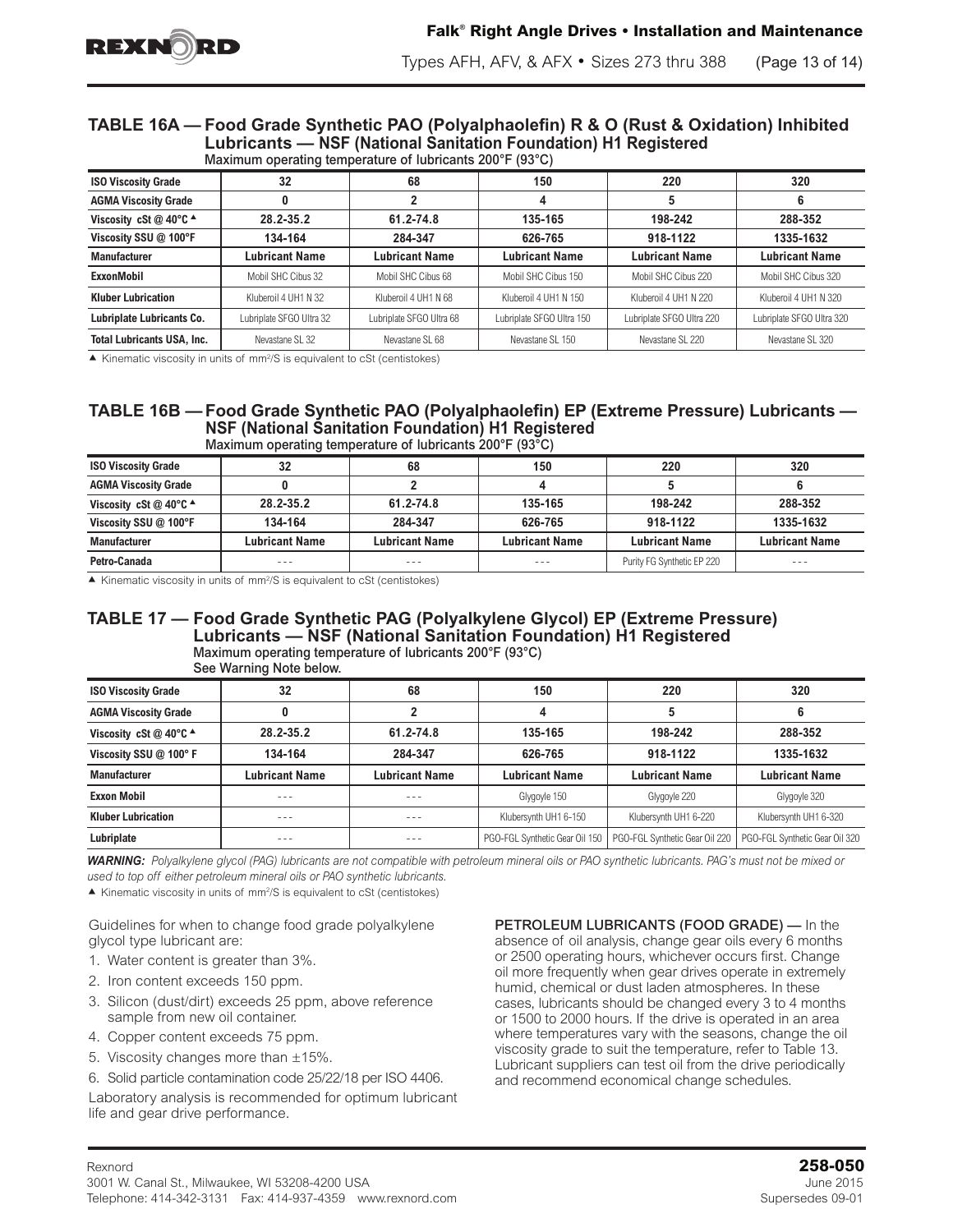## TABLE 16A — Food Grade Synthetic PAO (Polyalphaolefin) R & O (Rust & Oxidation) Inhibited Lubricants — NSF (National Sanitation Foundation) H1 Registered

Maximum operating temperature of lubricants 200°F (93°C)

| ISO Viscosity Grade | 32 | 68 | 150 | 220 | 320 |
|---|---|---|---|---|---|
| AGMA Viscosity Grade | 0 | 2 | 4 | 5 | 6 |
| Viscosity cSt @ 40°C ▲ | 28.2-35.2 | 61.2-74.8 | 135-165 | 198-242 | 288-352 |
| Viscosity SSU @ 100°F | 134-164 | 284-347 | 626-765 | 918-1122 | 1335-1632 |
| **Manufacturer** | **Lubricant Name** | **Lubricant Name** | **Lubricant Name** | **Lubricant Name** | **Lubricant Name** |
| ExxonMobil | Mobil SHC Cibus 32 | Mobil SHC Cibus 68 | Mobil SHC Cibus 150 | Mobil SHC Cibus 220 | Mobil SHC Cibus 320 |
| Kluber Lubrication | Kluberoil 4 UH1 N 32 | Kluberoil 4 UH1 N 68 | Kluberoil 4 UH1 N 150 | Kluberoil 4 UH1 N 220 | Kluberoil 4 UH1 N 320 |
| Lubriplate Lubricants Co. | Lubriplate SFGO Ultra 32 | Lubriplate SFGO Ultra 68 | Lubriplate SFGO Ultra 150 | Lubriplate SFGO Ultra 220 | Lubriplate SFGO Ultra 320 |
| Total Lubricants USA, Inc. | Nevastane SL 32 | Nevastane SL 68 | Nevastane SL 150 | Nevastane SL 220 | Nevastane SL 320 |

▲ Kinematic viscosity in units of $mm^2/S$ is equivalent to cSt (centistokes)

## TABLE 16B — Food Grade Synthetic PAO (Polyalphaolefin) EP (Extreme Pressure) Lubricants — NSF (National Sanitation Foundation) H1 Registered

Maximum operating temperature of lubricants 200°F (93°C)

| ISO Viscosity Grade | 32 | 68 | 150 | 220 | 320 |
|---|---|---|---|---|---|
| AGMA Viscosity Grade | 0 | 2 | 4 | 5 | 6 |
| Viscosity cSt @ 40°C ▲ | 28.2-35.2 | 61.2-74.8 | 135-165 | 198-242 | 288-352 |
| Viscosity SSU @ 100°F | 134-164 | 284-347 | 626-765 | 918-1122 | 1335-1632 |
| **Manufacturer** | **Lubricant Name** | **Lubricant Name** | **Lubricant Name** | **Lubricant Name** | **Lubricant Name** |
| Petro-Canada | - - - | - - - | - - - | Purity FG Synthetic EP 220 | - - - |

▲ Kinematic viscosity in units of $mm^2/S$ is equivalent to cSt (centistokes)

## TABLE 17 — Food Grade Synthetic PAG (Polyalkylene Glycol) EP (Extreme Pressure) Lubricants — NSF (National Sanitation Foundation) H1 Registered

Maximum operating temperature of lubricants 200°F (93°C)
See Warning Note below.

| ISO Viscosity Grade | 32 | 68 | 150 | 220 | 320 |
|---|---|---|---|---|---|
| AGMA Viscosity Grade | 0 | 2 | 4 | 5 | 6 |
| Viscosity cSt @ 40°C ▲ | 28.2-35.2 | 61.2-74.8 | 135-165 | 198-242 | 288-352 |
| Viscosity SSU @ 100° F | 134-164 | 284-347 | 626-765 | 918-1122 | 1335-1632 |
| **Manufacturer** | **Lubricant Name** | **Lubricant Name** | **Lubricant Name** | **Lubricant Name** | **Lubricant Name** |
| Exxon Mobil | - - - | - - - | Glygoyle 150 | Glygoyle 220 | Glygoyle 320 |
| Kluber Lubrication | - - - | - - - | Klubersynth UH1 6-150 | Klubersynth UH1 6-220 | Klubersynth UH1 6-320 |
| Lubriplate | - - - | - - - | PGO-FGL Synthetic Gear Oil 150 | PGO-FGL Synthetic Gear Oil 220 | PGO-FGL Synthetic Gear Oil 320 |

***WARNING:*** *Polyalkylene glycol (PAG) lubricants are not compatible with petroleum mineral oils or PAO synthetic lubricants. PAG's must not be mixed or used to top off either petroleum mineral oils or PAO synthetic lubricants.*

▲ Kinematic viscosity in units of $mm^2/S$ is equivalent to cSt (centistokes)

Guidelines for when to change food grade polyalkylene glycol type lubricant are:

1. Water content is greater than 3%.
2. Iron content exceeds 150 ppm.
3. Silicon (dust/dirt) exceeds 25 ppm, above reference sample from new oil container.
4. Copper content exceeds 75 ppm.
5. Viscosity changes more than ±15%.
6. Solid particle contamination code 25/22/18 per ISO 4406.

Laboratory analysis is recommended for optimum lubricant life and gear drive performance.

PETROLEUM LUBRICANTS (FOOD GRADE) — In the absence of oil analysis, change gear oils every 6 months or 2500 operating hours, whichever occurs first. Change oil more frequently when gear drives operate in extremely humid, chemical or dust laden atmospheres. In these cases, lubricants should be changed every 3 to 4 months or 1500 to 2000 hours. If the drive is operated in an area where temperatures vary with the seasons, change the oil viscosity grade to suit the temperature, refer to Table 13. Lubricant suppliers can test oil from the drive periodically and recommend economical change schedules.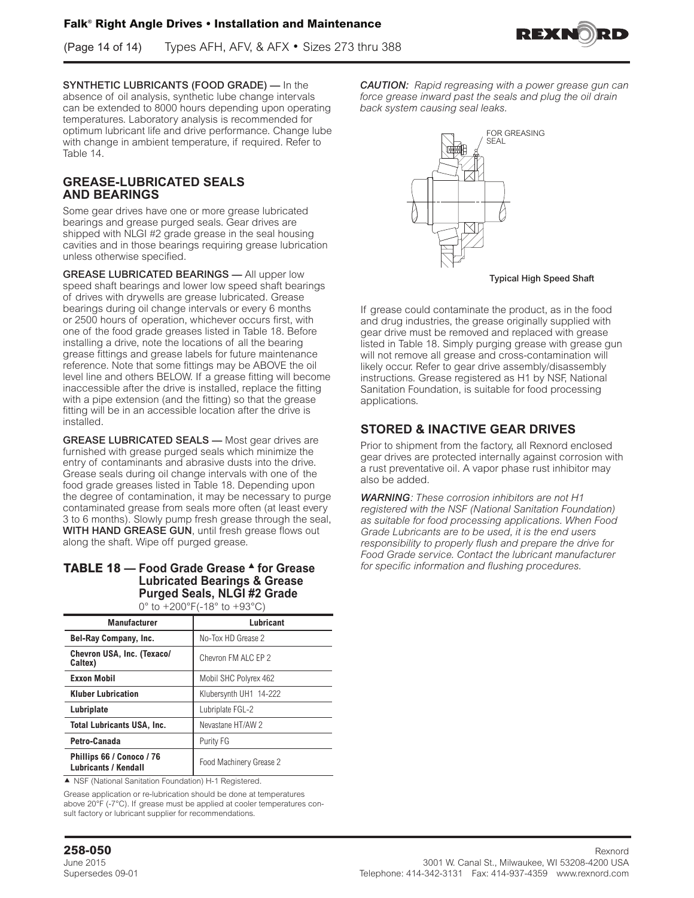**SYNTHETIC LUBRICANTS (FOOD GRADE) —** In the absence of oil analysis, synthetic lube change intervals can be extended to 8000 hours depending upon operating temperatures. Laboratory analysis is recommended for optimum lubricant life and drive performance. Change lube with change in ambient temperature, if required. Refer to Table 14.

## GREASE-LUBRICATED SEALS AND BEARINGS

Some gear drives have one or more grease lubricated bearings and grease purged seals. Gear drives are shipped with NLGI #2 grade grease in the seal housing cavities and in those bearings requiring grease lubrication unless otherwise specified.

**GREASE LUBRICATED BEARINGS —** All upper low speed shaft bearings and lower low speed shaft bearings of drives with drywells are grease lubricated. Grease bearings during oil change intervals or every 6 months or 2500 hours of operation, whichever occurs first, with one of the food grade greases listed in Table 18. Before installing a drive, note the locations of all the bearing grease fittings and grease labels for future maintenance reference. Note that some fittings may be ABOVE the oil level line and others BELOW. If a grease fitting will become inaccessible after the drive is installed, replace the fitting with a pipe extension (and the fitting) so that the grease fitting will be in an accessible location after the drive is installed.

**GREASE LUBRICATED SEALS —** Most gear drives are furnished with grease purged seals which minimize the entry of contaminants and abrasive dusts into the drive. Grease seals during oil change intervals with one of the food grade greases listed in Table 18. Depending upon the degree of contamination, it may be necessary to purge contaminated grease from seals more often (at least every 3 to 6 months). Slowly pump fresh grease through the seal, **WITH HAND GREASE GUN**, until fresh grease flows out along the shaft. Wipe off purged grease.

### TABLE 18 — Food Grade Grease ▲ for Grease Lubricated Bearings & Grease Purged Seals, NLGI #2 Grade

0° to +200°F(-18° to +93°C)

| Manufacturer | Lubricant |
|---|---|
| **Bel-Ray Company, Inc.** | No-Tox HD Grease 2 |
| **Chevron USA, Inc. (Texaco/ Caltex)** | Chevron FM ALC EP 2 |
| **Exxon Mobil** | Mobil SHC Polyrex 462 |
| **Kluber Lubrication** | Klubersynth UH1 14-222 |
| **Lubriplate** | Lubriplate FGL-2 |
| **Total Lubricants USA, Inc.** | Nevastane HT/AW 2 |
| **Petro-Canada** | Purity FG |
| **Phillips 66 / Conoco / 76 Lubricants / Kendall** | Food Machinery Grease 2 |

▲ NSF (National Sanitation Foundation) H-1 Registered.

Grease application or re-lubrication should be done at temperatures above 20°F (-7°C). If grease must be applied at cooler temperatures consult factory or lubricant supplier for recommendations.

***CAUTION:*** *Rapid regreasing with a power grease gun can force grease inward past the seals and plug the oil drain back system causing seal leaks.*

FOR GREASING SEAL

Typical High Speed Shaft

If grease could contaminate the product, as in the food and drug industries, the grease originally supplied with gear drive must be removed and replaced with grease listed in Table 18. Simply purging grease with grease gun will not remove all grease and cross-contamination will likely occur. Refer to gear drive assembly/disassembly instructions. Grease registered as H1 by NSF, National Sanitation Foundation, is suitable for food processing applications.

## STORED & INACTIVE GEAR DRIVES

Prior to shipment from the factory, all Rexnord enclosed gear drives are protected internally against corrosion with a rust preventative oil. A vapor phase rust inhibitor may also be added.

***WARNING****: These corrosion inhibitors are not H1 registered with the NSF (National Sanitation Foundation) as suitable for food processing applications. When Food Grade Lubricants are to be used, it is the end users responsibility to properly flush and prepare the drive for Food Grade service. Contact the lubricant manufacturer for specific information and flushing procedures.*

**258-050**
June 2015
Supersedes 09-01

Rexnord
3001 W. Canal St., Milwaukee, WI 53208-4200 USA
Telephone: 414-342-3131 Fax: 414-937-4359 www.rexnord.com